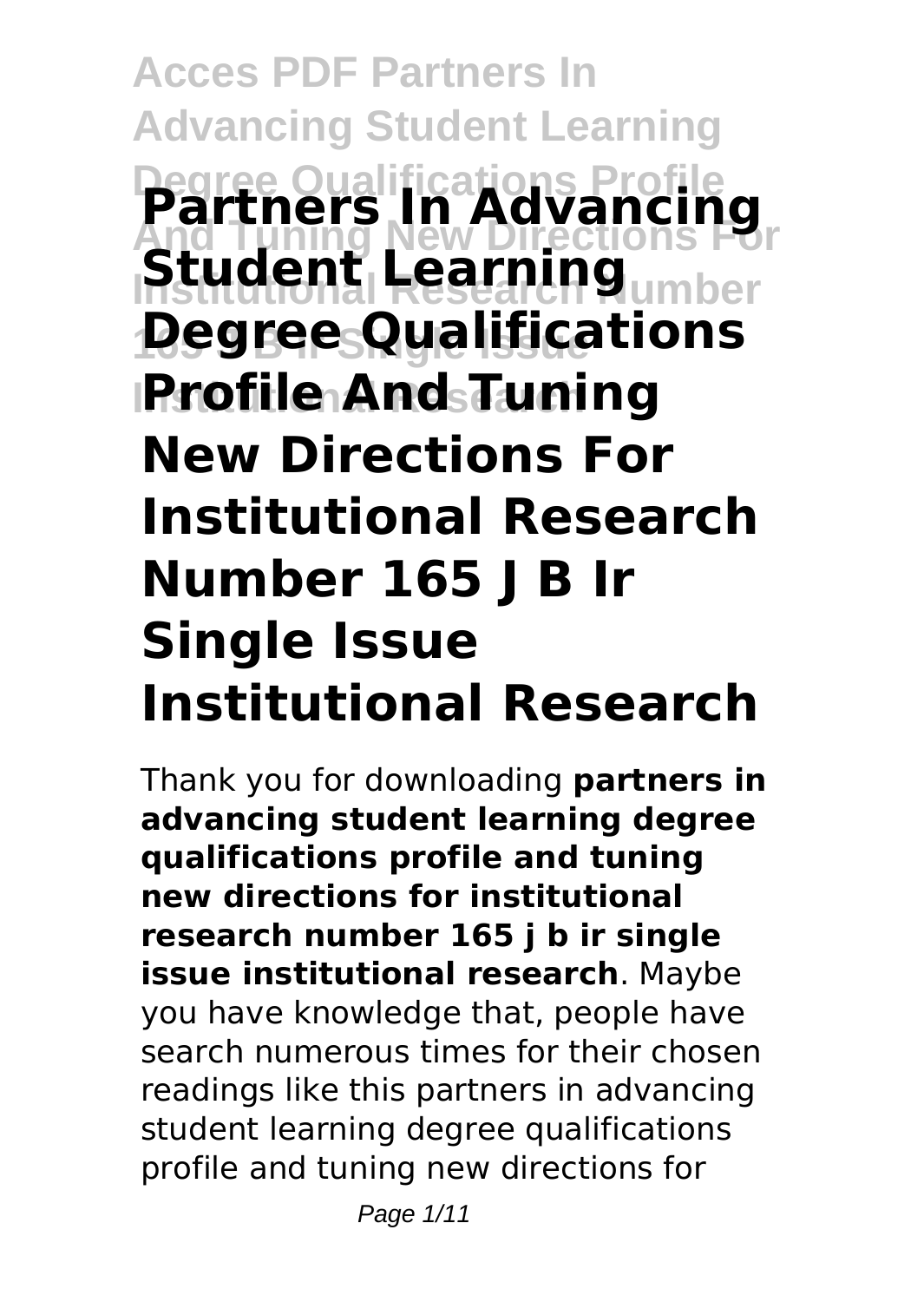# Partners In Advancing Student Learning Degree Qualifications Profile And Tuning New Directions For Institutional Research Number 165 J B Ir Single Issue Institutional Research

Thank you for downloading **partners in advancing student learning degree qualifications profile and tuning new directions for institutional research number 165 j b ir single issue institutional research**. Maybe you have knowledge that, people have search numerous times for their chosen readings like this partners in advancing student learning degree qualifications profile and tuning new directions for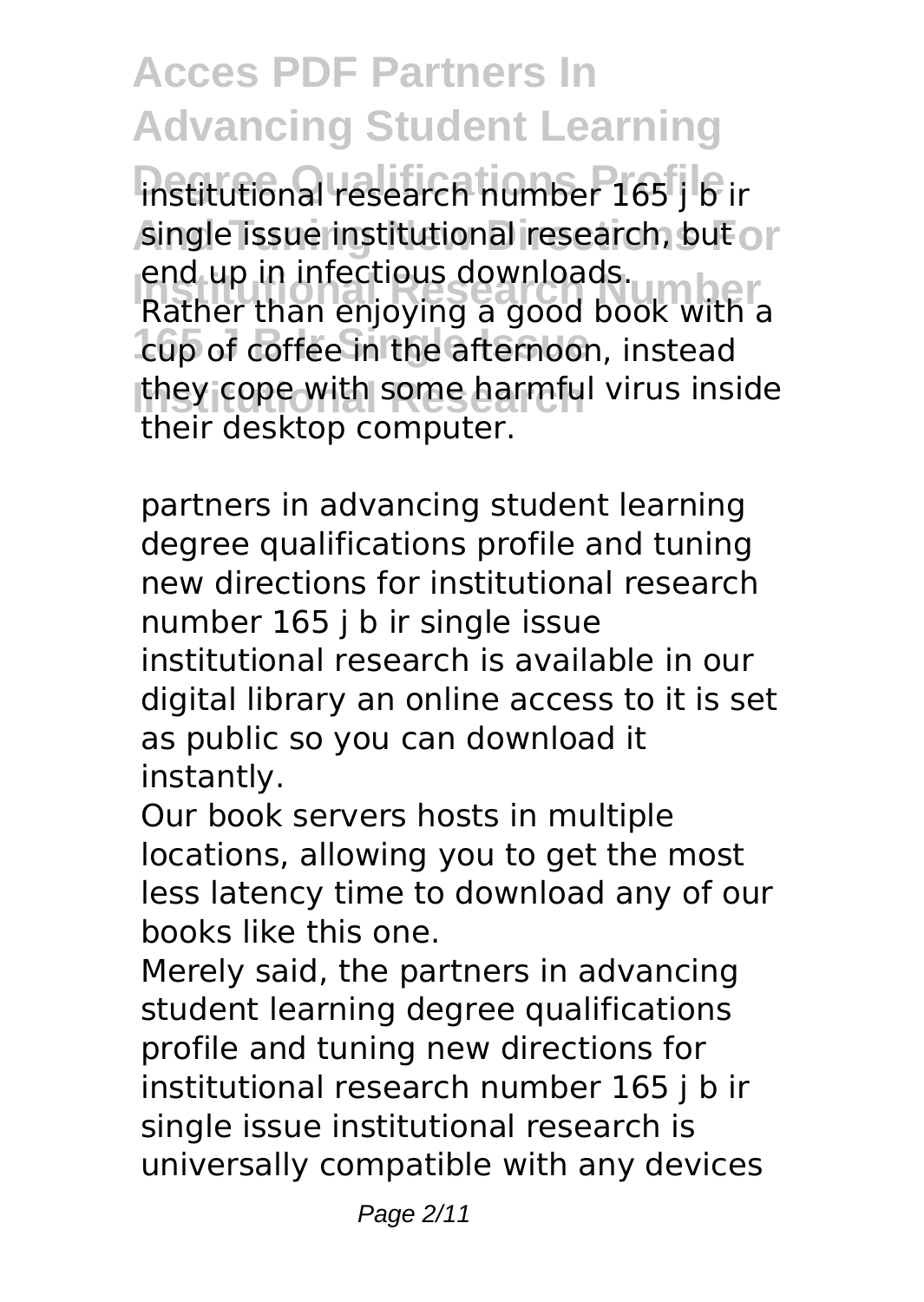institutional research number 165 j b ir single issue institutional research, but end up in infectious downloads. Rather than enjoying a good book with a cup of coffee in the afternoon, instead they cope with some harmful virus inside their desktop computer.

partners in advancing student learning degree qualifications profile and tuning new directions for institutional research number 165 j b ir single issue institutional research is available in our digital library an online access to it is set as public so you can download it instantly.

Our book servers hosts in multiple locations, allowing you to get the most less latency time to download any of our books like this one.

Merely said, the partners in advancing student learning degree qualifications profile and tuning new directions for institutional research number 165 j b ir single issue institutional research is universally compatible with any devices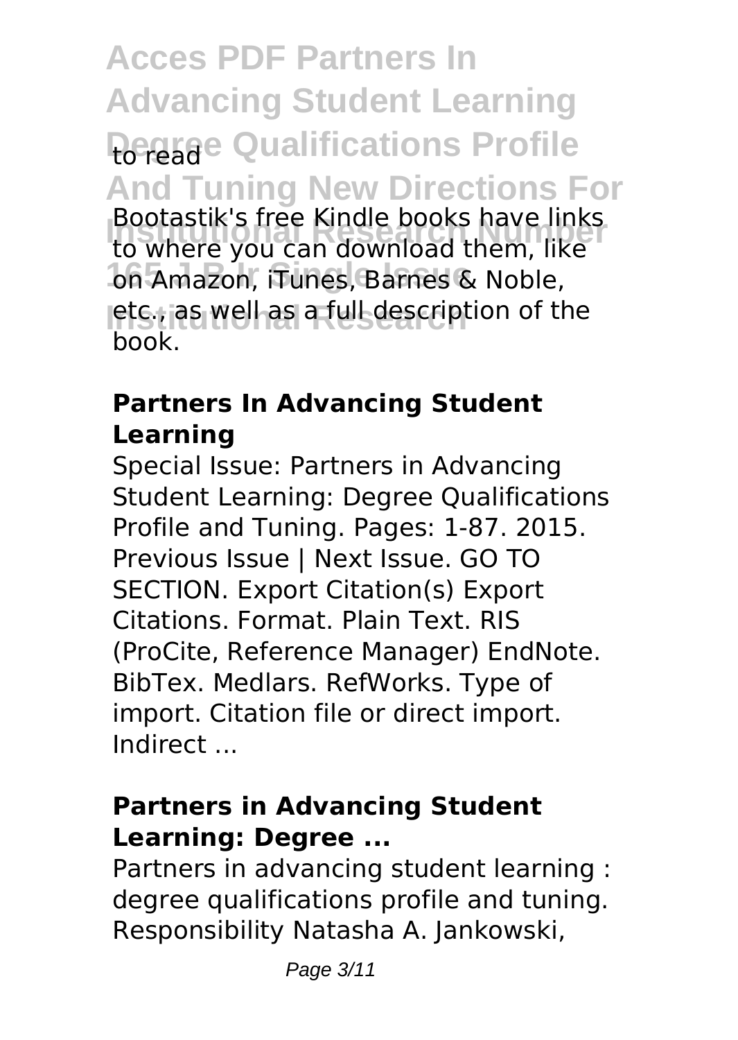to read

Bootastik's free Kindle books have links to where you can download them, like on Amazon, iTunes, Barnes & Noble, etc., as well as a full description of the book.

### **Partners In Advancing Student Learning**

Special Issue: Partners in Advancing Student Learning: Degree Qualifications Profile and Tuning. Pages: 1-87. 2015. Previous Issue | Next Issue. GO TO SECTION. Export Citation(s) Export Citations. Format. Plain Text. RIS (ProCite, Reference Manager) EndNote. BibTex. Medlars. RefWorks. Type of import. Citation file or direct import. Indirect ...

### **Partners in Advancing Student Learning: Degree ...**

Partners in advancing student learning : degree qualifications profile and tuning. Responsibility Natasha A. Jankowski,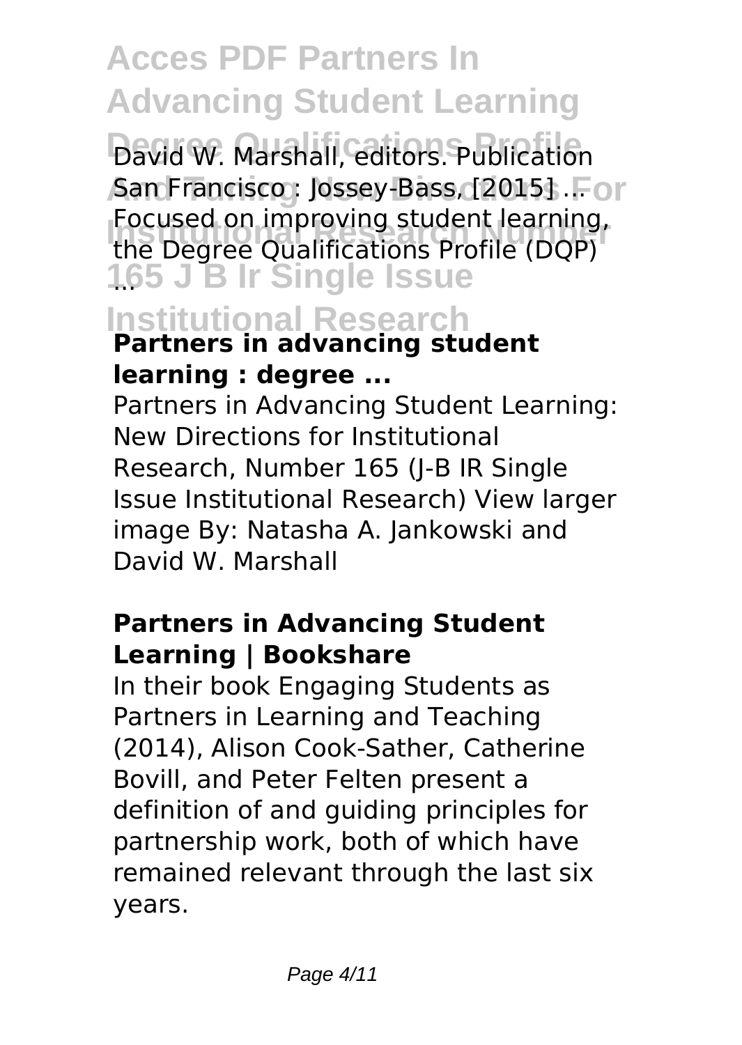David W. Marshall, editors. Publication San Francisco : Jossey-Bass, [2015] ... Focused on improving student learning, the Degree Qualifications Profile (DQP) ...

**Partners in advancing student learning : degree ...**

Partners in Advancing Student Learning: New Directions for Institutional Research, Number 165 (J-B IR Single Issue Institutional Research) View larger image By: Natasha A. Jankowski and David W. Marshall

**Partners in Advancing Student Learning | Bookshare**

In their book Engaging Students as Partners in Learning and Teaching (2014), Alison Cook-Sather, Catherine Bovill, and Peter Felten present a definition of and guiding principles for partnership work, both of which have remained relevant through the last six years.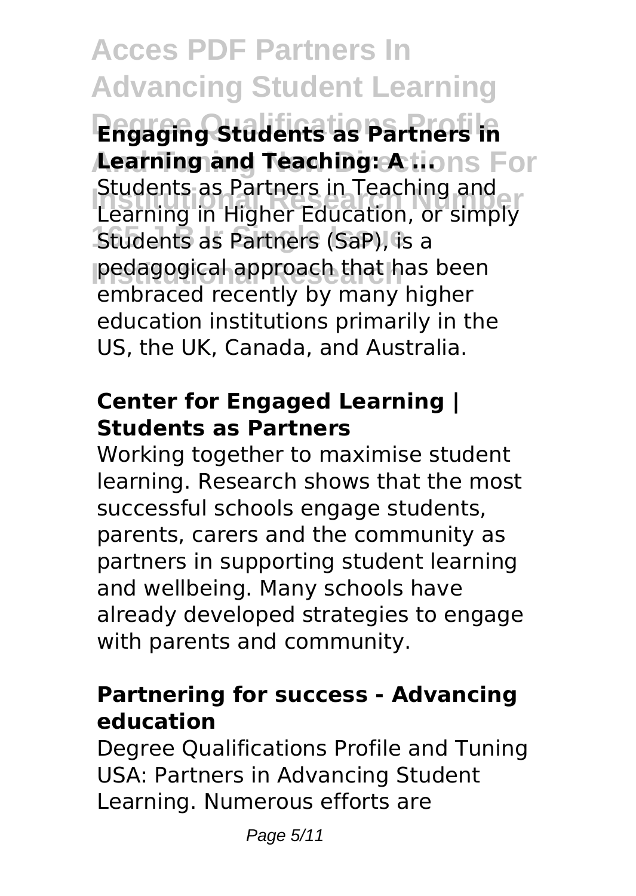**Engaging Students as Partners in Learning and Teaching: A ...**

Students as Partners in Teaching and Learning in Higher Education, or simply Students as Partners (SaP), is a pedagogical approach that has been embraced recently by many higher education institutions primarily in the US, the UK, Canada, and Australia.

**Center for Engaged Learning | Students as Partners**

Working together to maximise student learning. Research shows that the most successful schools engage students, parents, carers and the community as partners in supporting student learning and wellbeing. Many schools have already developed strategies to engage with parents and community.

**Partnering for success - Advancing education**

Degree Qualifications Profile and Tuning USA: Partners in Advancing Student Learning. Numerous efforts are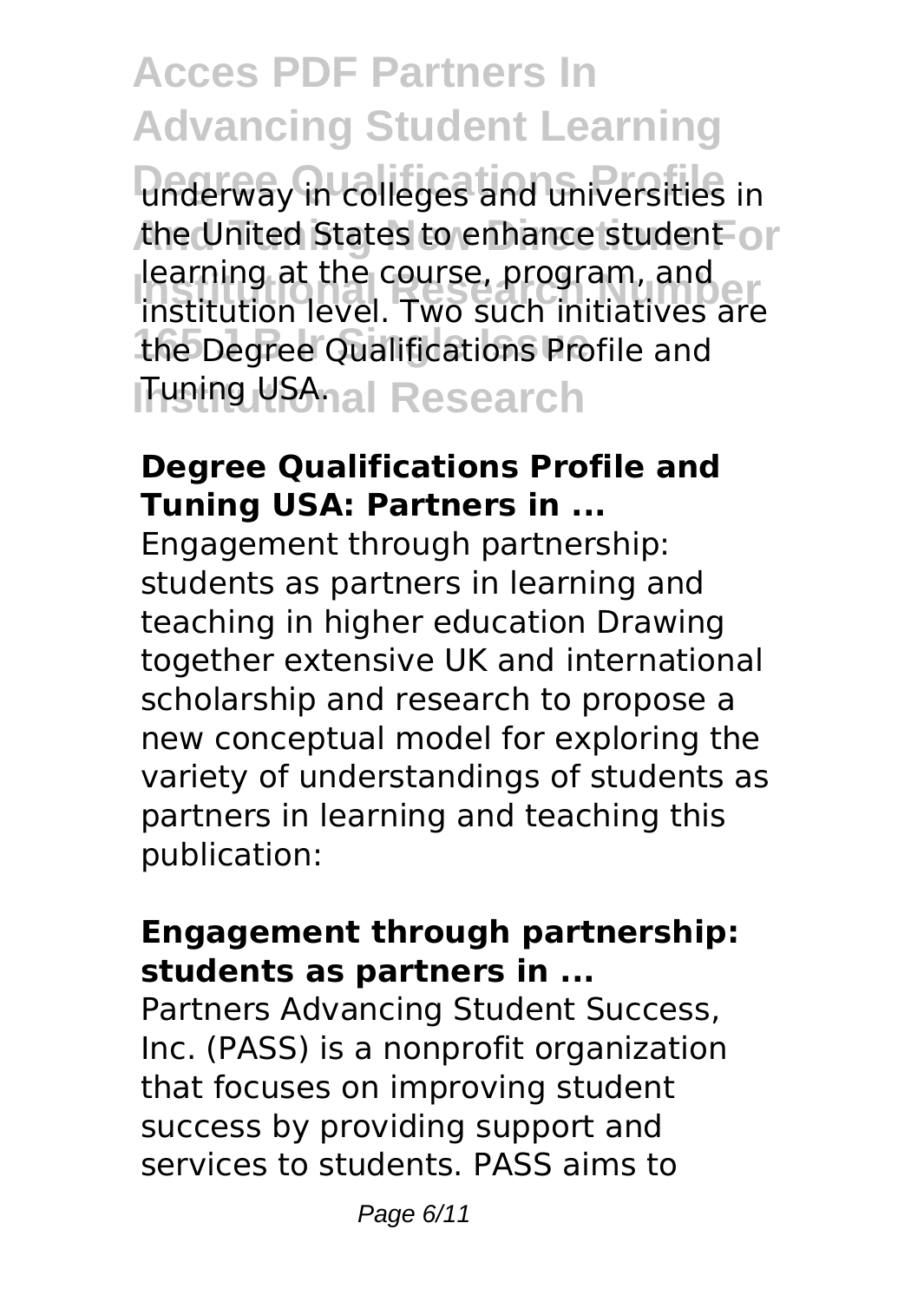underway in colleges and universities in the United States to enhance student learning at the course, program, and institution level. Two such initiatives are the Degree Qualifications Profile and Tuning USA.

### **Degree Qualifications Profile and Tuning USA: Partners in ...**

Engagement through partnership: students as partners in learning and teaching in higher education Drawing together extensive UK and international scholarship and research to propose a new conceptual model for exploring the variety of understandings of students as partners in learning and teaching this publication:

### **Engagement through partnership: students as partners in ...**

Partners Advancing Student Success, Inc. (PASS) is a nonprofit organization that focuses on improving student success by providing support and services to students. PASS aims to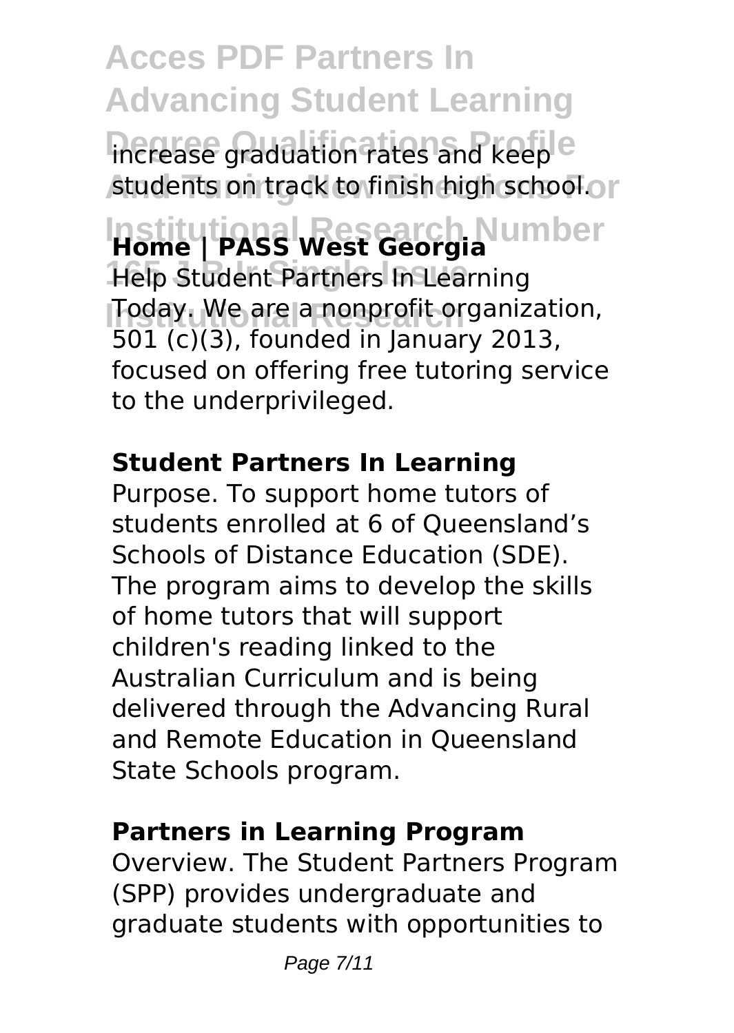increase graduation rates and keep students on track to finish high school.

**Home | PASS West Georgia**

Help Student Partners In Learning Today. We are a nonprofit organization, 501 (c)(3), founded in January 2013, focused on offering free tutoring service to the underprivileged.

**Student Partners In Learning**

Purpose. To support home tutors of students enrolled at 6 of Queensland's Schools of Distance Education (SDE). The program aims to develop the skills of home tutors that will support children's reading linked to the Australian Curriculum and is being delivered through the Advancing Rural and Remote Education in Queensland State Schools program.

**Partners in Learning Program**

Overview. The Student Partners Program (SPP) provides undergraduate and graduate students with opportunities to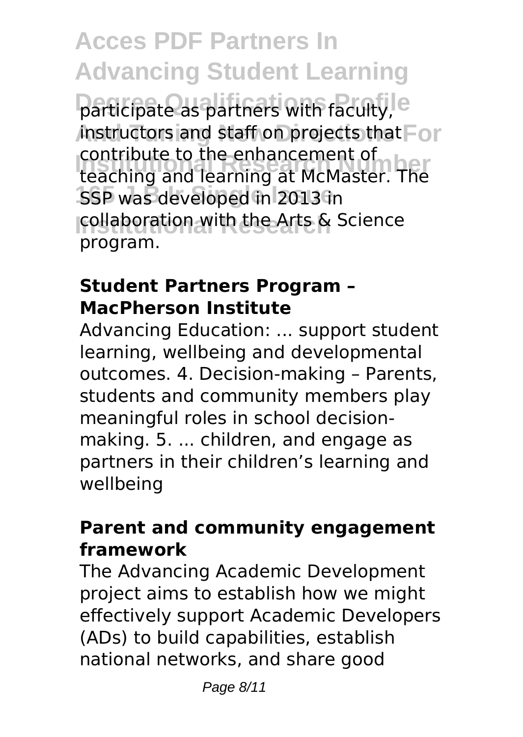participate as partners with faculty, instructors and staff on projects that contribute to the enhancement of teaching and learning at McMaster. The SSP was developed in 2013 in collaboration with the Arts & Science program.

### Student Partners Program – MacPherson Institute

Advancing Education: ... support student learning, wellbeing and developmental outcomes. 4. Decision-making – Parents, students and community members play meaningful roles in school decision-making. 5. ... children, and engage as partners in their children's learning and wellbeing

### Parent and community engagement framework

The Advancing Academic Development project aims to establish how we might effectively support Academic Developers (ADs) to build capabilities, establish national networks, and share good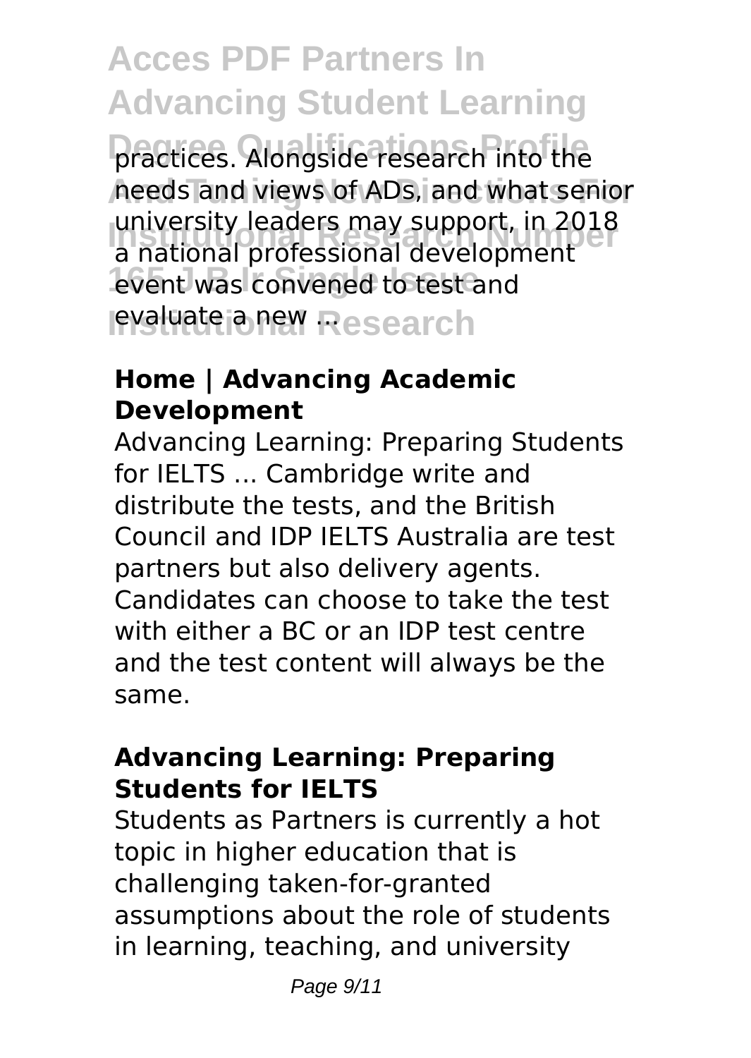practices. Alongside research into the needs and views of ADs, and what senior university leaders may support, in 2018 a national professional development event was convened to test and evaluate a new ...

**Home | Advancing Academic Development**

Advancing Learning: Preparing Students for IELTS ... Cambridge write and distribute the tests, and the British Council and IDP IELTS Australia are test partners but also delivery agents. Candidates can choose to take the test with either a BC or an IDP test centre and the test content will always be the same.

**Advancing Learning: Preparing Students for IELTS**

Students as Partners is currently a hot topic in higher education that is challenging taken-for-granted assumptions about the role of students in learning, teaching, and university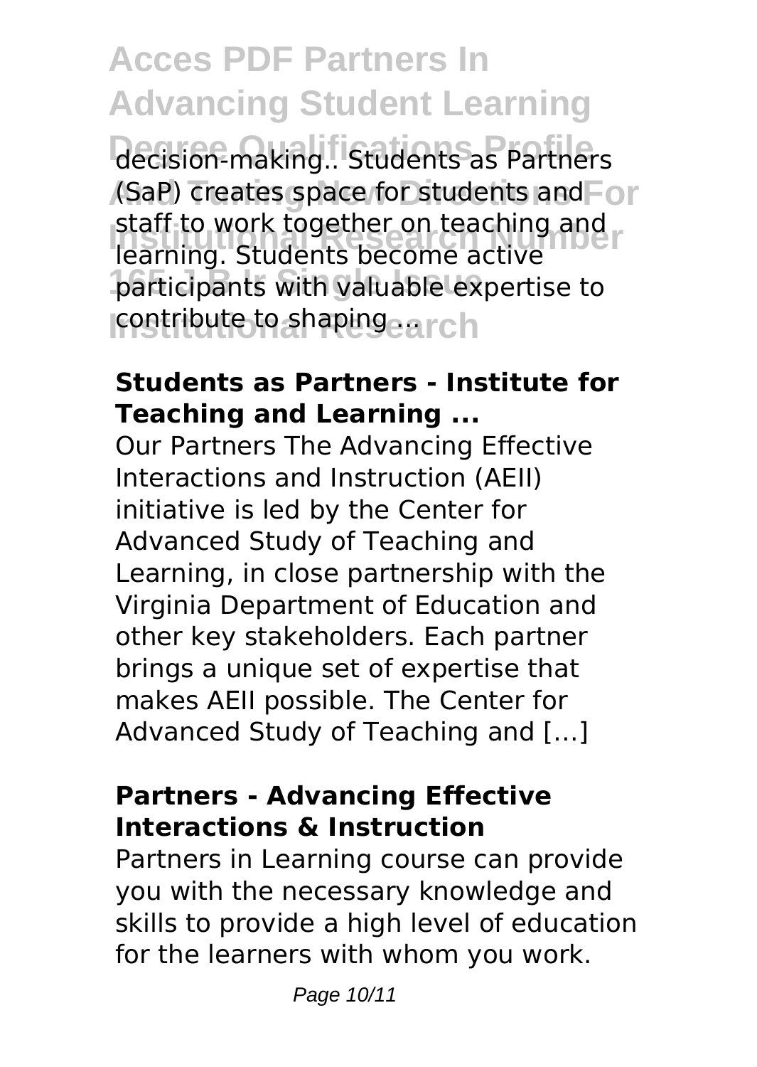decision-making.. Students as Partners (SaP) creates space for students and staff to work together on teaching and learning. Students become active participants with valuable expertise to contribute to shaping ...

**Students as Partners - Institute for Teaching and Learning ...**

Our Partners The Advancing Effective Interactions and Instruction (AEII) initiative is led by the Center for Advanced Study of Teaching and Learning, in close partnership with the Virginia Department of Education and other key stakeholders. Each partner brings a unique set of expertise that makes AEII possible. The Center for Advanced Study of Teaching and […]

**Partners - Advancing Effective Interactions & Instruction**

Partners in Learning course can provide you with the necessary knowledge and skills to provide a high level of education for the learners with whom you work.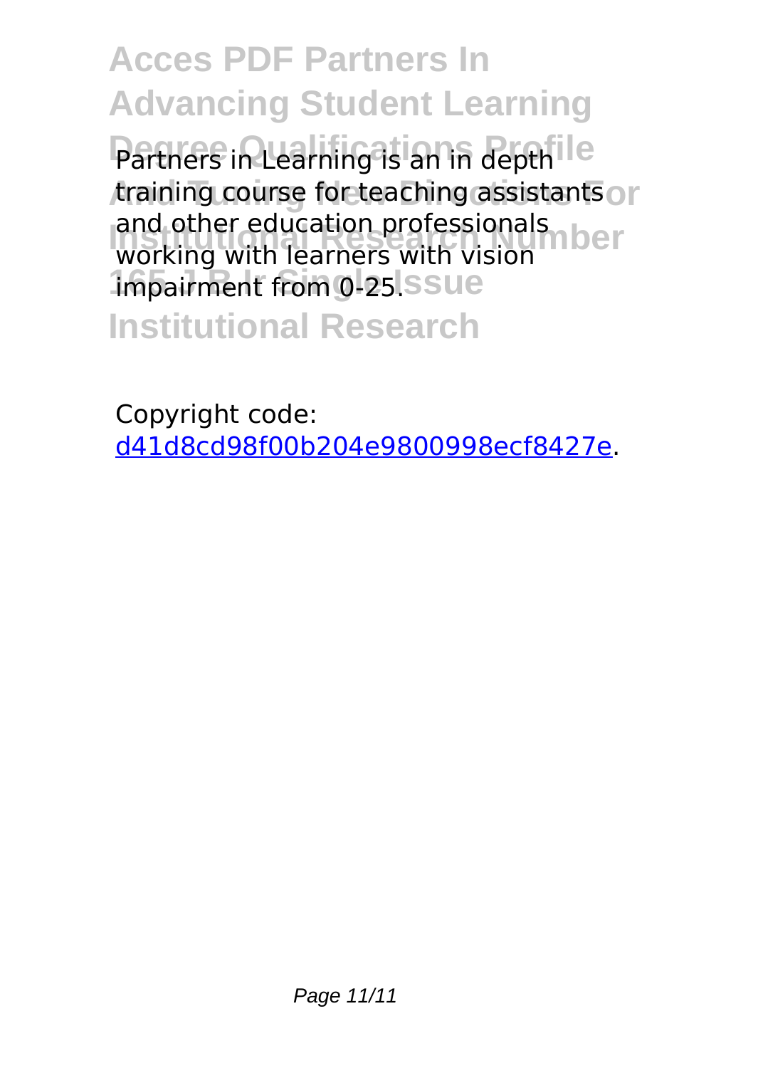Partners in Learning is an in depth training course for teaching assistants and other education professionals working with learners with vision impairment from 0-25.

Copyright code: d41d8cd98f00b204e9800998ecf8427e.